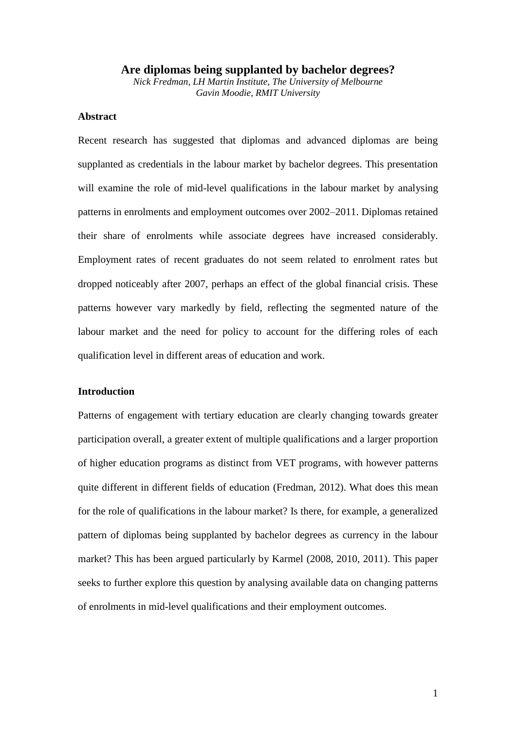# Are diplomas being supplanted by bachelor degrees?

*Nick Fredman, LH Martin Institute, The University of Melbourne*
*Gavin Moodie, RMIT University*

## Abstract

Recent research has suggested that diplomas and advanced diplomas are being supplanted as credentials in the labour market by bachelor degrees. This presentation will examine the role of mid-level qualifications in the labour market by analysing patterns in enrolments and employment outcomes over 2002–2011. Diplomas retained their share of enrolments while associate degrees have increased considerably. Employment rates of recent graduates do not seem related to enrolment rates but dropped noticeably after 2007, perhaps an effect of the global financial crisis. These patterns however vary markedly by field, reflecting the segmented nature of the labour market and the need for policy to account for the differing roles of each qualification level in different areas of education and work.

## Introduction

Patterns of engagement with tertiary education are clearly changing towards greater participation overall, a greater extent of multiple qualifications and a larger proportion of higher education programs as distinct from VET programs, with however patterns quite different in different fields of education (Fredman, 2012). What does this mean for the role of qualifications in the labour market? Is there, for example, a generalized pattern of diplomas being supplanted by bachelor degrees as currency in the labour market? This has been argued particularly by Karmel (2008, 2010, 2011). This paper seeks to further explore this question by analysing available data on changing patterns of enrolments in mid-level qualifications and their employment outcomes.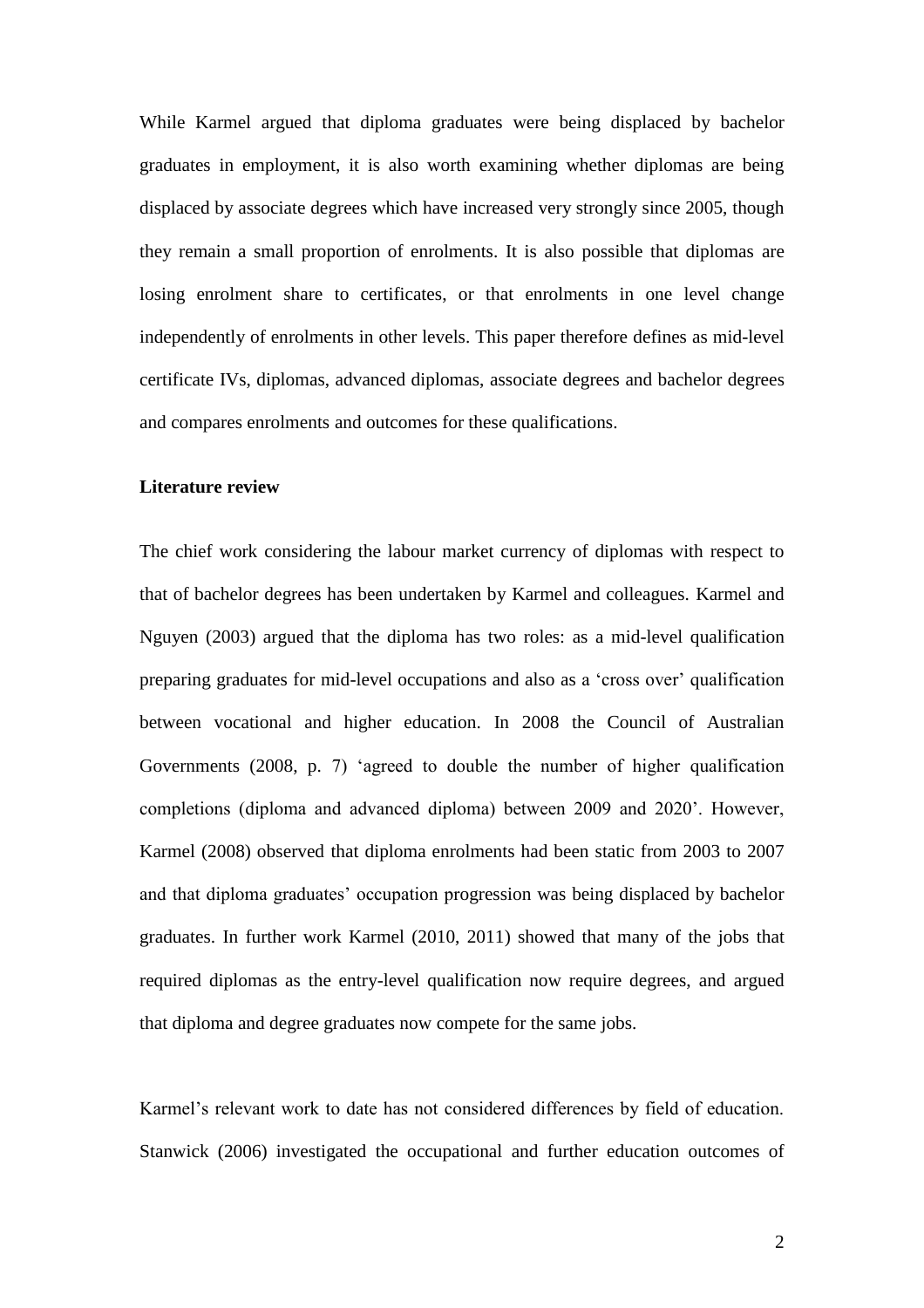While Karmel argued that diploma graduates were being displaced by bachelor graduates in employment, it is also worth examining whether diplomas are being displaced by associate degrees which have increased very strongly since 2005, though they remain a small proportion of enrolments. It is also possible that diplomas are losing enrolment share to certificates, or that enrolments in one level change independently of enrolments in other levels. This paper therefore defines as mid-level certificate IVs, diplomas, advanced diplomas, associate degrees and bachelor degrees and compares enrolments and outcomes for these qualifications.

## Literature review

The chief work considering the labour market currency of diplomas with respect to that of bachelor degrees has been undertaken by Karmel and colleagues. Karmel and Nguyen (2003) argued that the diploma has two roles: as a mid-level qualification preparing graduates for mid-level occupations and also as a 'cross over' qualification between vocational and higher education. In 2008 the Council of Australian Governments (2008, p. 7) 'agreed to double the number of higher qualification completions (diploma and advanced diploma) between 2009 and 2020'. However, Karmel (2008) observed that diploma enrolments had been static from 2003 to 2007 and that diploma graduates' occupation progression was being displaced by bachelor graduates. In further work Karmel (2010, 2011) showed that many of the jobs that required diplomas as the entry-level qualification now require degrees, and argued that diploma and degree graduates now compete for the same jobs.

Karmel's relevant work to date has not considered differences by field of education. Stanwick (2006) investigated the occupational and further education outcomes of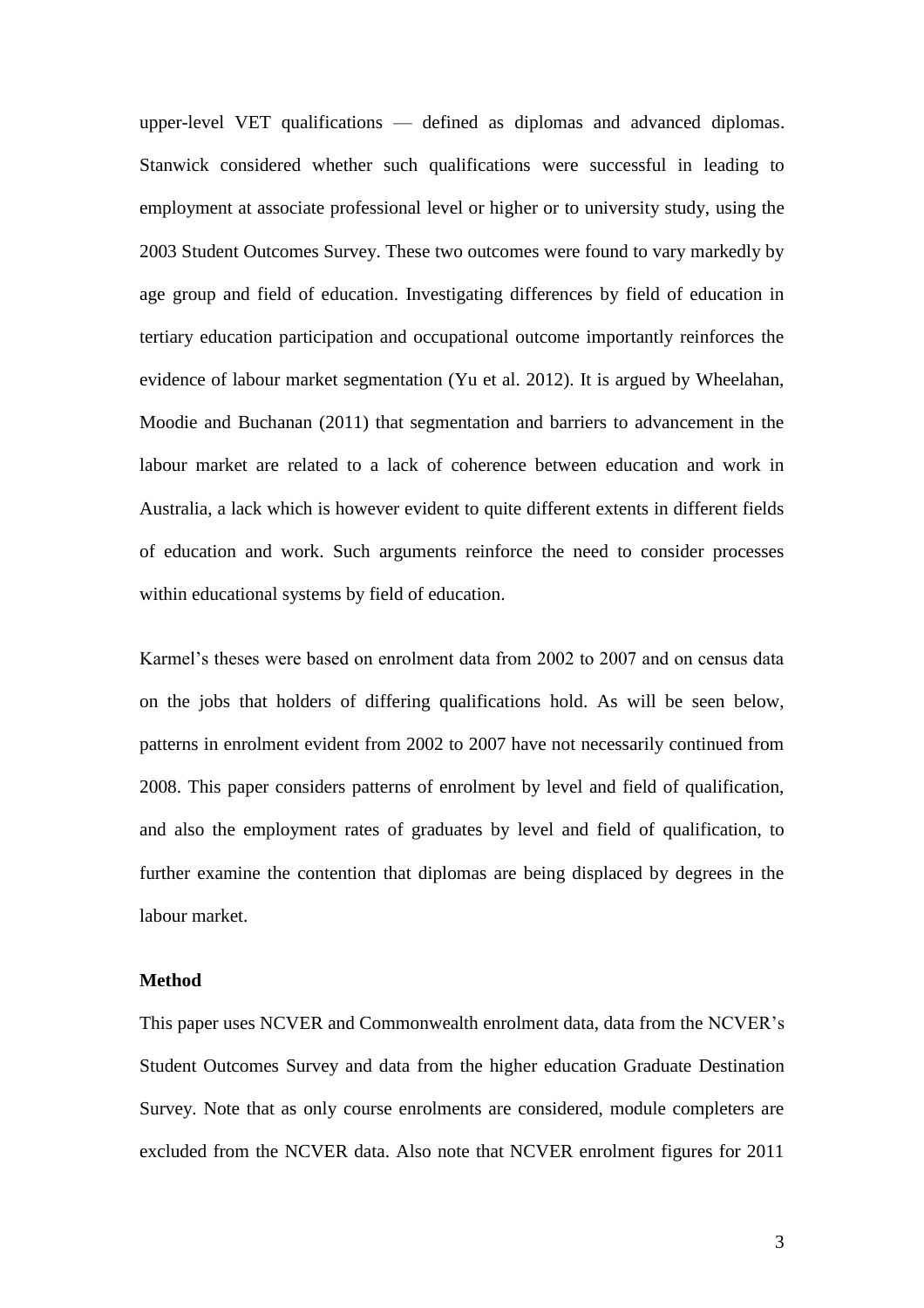upper-level VET qualifications — defined as diplomas and advanced diplomas. Stanwick considered whether such qualifications were successful in leading to employment at associate professional level or higher or to university study, using the 2003 Student Outcomes Survey. These two outcomes were found to vary markedly by age group and field of education. Investigating differences by field of education in tertiary education participation and occupational outcome importantly reinforces the evidence of labour market segmentation (Yu et al. 2012). It is argued by Wheelahan, Moodie and Buchanan (2011) that segmentation and barriers to advancement in the labour market are related to a lack of coherence between education and work in Australia, a lack which is however evident to quite different extents in different fields of education and work. Such arguments reinforce the need to consider processes within educational systems by field of education.

Karmel's theses were based on enrolment data from 2002 to 2007 and on census data on the jobs that holders of differing qualifications hold. As will be seen below, patterns in enrolment evident from 2002 to 2007 have not necessarily continued from 2008. This paper considers patterns of enrolment by level and field of qualification, and also the employment rates of graduates by level and field of qualification, to further examine the contention that diplomas are being displaced by degrees in the labour market.

### Method

This paper uses NCVER and Commonwealth enrolment data, data from the NCVER's Student Outcomes Survey and data from the higher education Graduate Destination Survey. Note that as only course enrolments are considered, module completers are excluded from the NCVER data. Also note that NCVER enrolment figures for 2011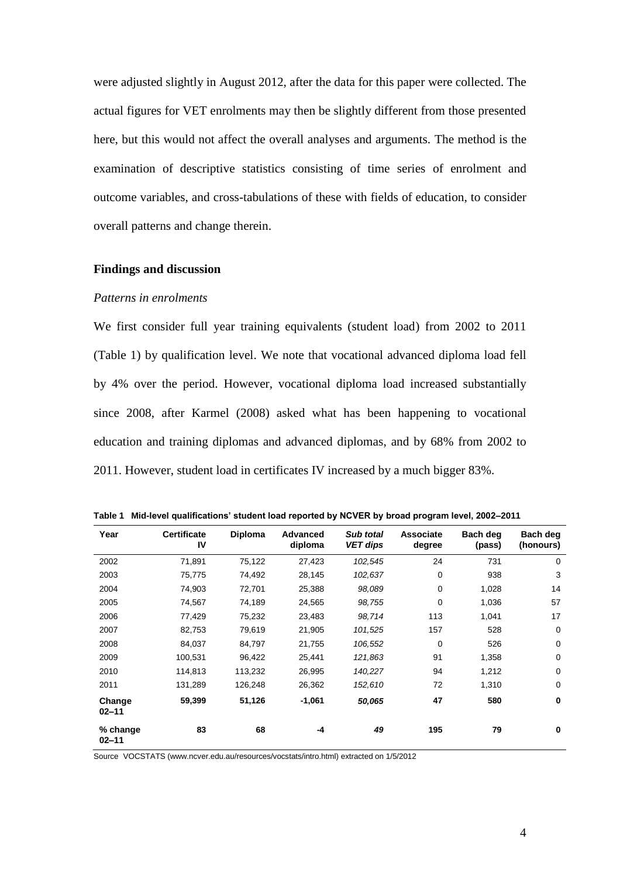were adjusted slightly in August 2012, after the data for this paper were collected. The actual figures for VET enrolments may then be slightly different from those presented here, but this would not affect the overall analyses and arguments. The method is the examination of descriptive statistics consisting of time series of enrolment and outcome variables, and cross-tabulations of these with fields of education, to consider overall patterns and change therein.

## Findings and discussion

### *Patterns in enrolments*

We first consider full year training equivalents (student load) from 2002 to 2011 (Table 1) by qualification level. We note that vocational advanced diploma load fell by 4% over the period. However, vocational diploma load increased substantially since 2008, after Karmel (2008) asked what has been happening to vocational education and training diplomas and advanced diplomas, and by 68% from 2002 to 2011. However, student load in certificates IV increased by a much bigger 83%.

**Table 1 Mid-level qualifications' student load reported by NCVER by broad program level, 2002–2011**

| Year | Certificate IV | Diploma | Advanced diploma | *Sub total VET dips* | Associate degree | Bach deg (pass) | Bach deg (honours) |
|---|---|---|---|---|---|---|---|
| 2002 | 71,891 | 75,122 | 27,423 | *102,545* | 24 | 731 | 0 |
| 2003 | 75,775 | 74,492 | 28,145 | *102,637* | 0 | 938 | 3 |
| 2004 | 74,903 | 72,701 | 25,388 | *98,089* | 0 | 1,028 | 14 |
| 2005 | 74,567 | 74,189 | 24,565 | *98,755* | 0 | 1,036 | 57 |
| 2006 | 77,429 | 75,232 | 23,483 | *98,714* | 113 | 1,041 | 17 |
| 2007 | 82,753 | 79,619 | 21,905 | *101,525* | 157 | 528 | 0 |
| 2008 | 84,037 | 84,797 | 21,755 | *106,552* | 0 | 526 | 0 |
| 2009 | 100,531 | 96,422 | 25,441 | *121,863* | 91 | 1,358 | 0 |
| 2010 | 114,813 | 113,232 | 26,995 | *140,227* | 94 | 1,212 | 0 |
| 2011 | 131,289 | 126,248 | 26,362 | *152,610* | 72 | 1,310 | 0 |
| **Change 02–11** | **59,399** | **51,126** | **-1,061** | ***50,065*** | **47** | **580** | **0** |
| **% change 02–11** | **83** | **68** | **-4** | ***49*** | **195** | **79** | **0** |

Source VOCSTATS (www.ncver.edu.au/resources/vocstats/intro.html) extracted on 1/5/2012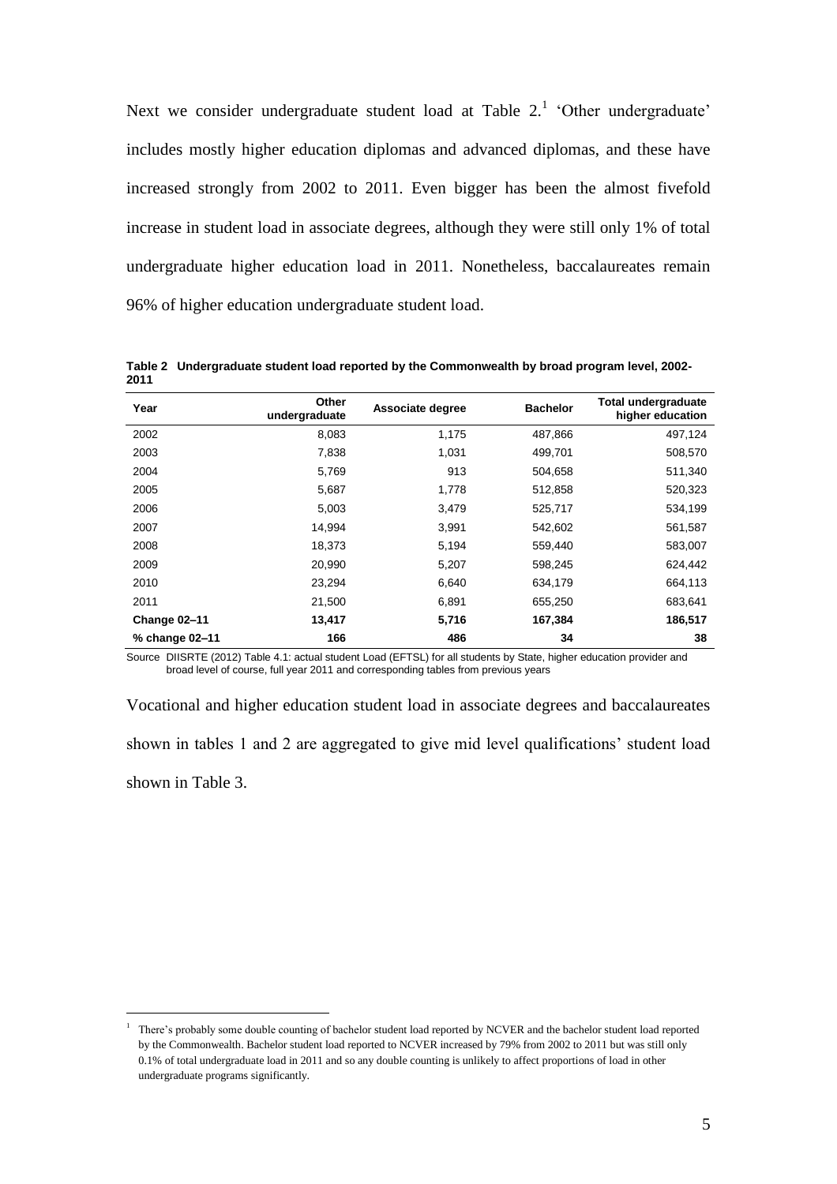Next we consider undergraduate student load at Table 2.[1] 'Other undergraduate' includes mostly higher education diplomas and advanced diplomas, and these have increased strongly from 2002 to 2011. Even bigger has been the almost fivefold increase in student load in associate degrees, although they were still only 1% of total undergraduate higher education load in 2011. Nonetheless, baccalaureates remain 96% of higher education undergraduate student load.

**Table 2 Undergraduate student load reported by the Commonwealth by broad program level, 2002-2011**

| Year | Other undergraduate | Associate degree | Bachelor | Total undergraduate higher education |
|---|---|---|---|---|
| 2002 | 8,083 | 1,175 | 487,866 | 497,124 |
| 2003 | 7,838 | 1,031 | 499,701 | 508,570 |
| 2004 | 5,769 | 913 | 504,658 | 511,340 |
| 2005 | 5,687 | 1,778 | 512,858 | 520,323 |
| 2006 | 5,003 | 3,479 | 525,717 | 534,199 |
| 2007 | 14,994 | 3,991 | 542,602 | 561,587 |
| 2008 | 18,373 | 5,194 | 559,440 | 583,007 |
| 2009 | 20,990 | 5,207 | 598,245 | 624,442 |
| 2010 | 23,294 | 6,640 | 634,179 | 664,113 |
| 2011 | 21,500 | 6,891 | 655,250 | 683,641 |
| **Change 02–11** | **13,417** | **5,716** | **167,384** | **186,517** |
| **% change 02–11** | **166** | **486** | **34** | **38** |

Source DIISRTE (2012) Table 4.1: actual student Load (EFTSL) for all students by State, higher education provider and broad level of course, full year 2011 and corresponding tables from previous years

Vocational and higher education student load in associate degrees and baccalaureates shown in tables 1 and 2 are aggregated to give mid level qualifications' student load shown in Table 3.

[1] There's probably some double counting of bachelor student load reported by NCVER and the bachelor student load reported by the Commonwealth. Bachelor student load reported to NCVER increased by 79% from 2002 to 2011 but was still only 0.1% of total undergraduate load in 2011 and so any double counting is unlikely to affect proportions of load in other undergraduate programs significantly.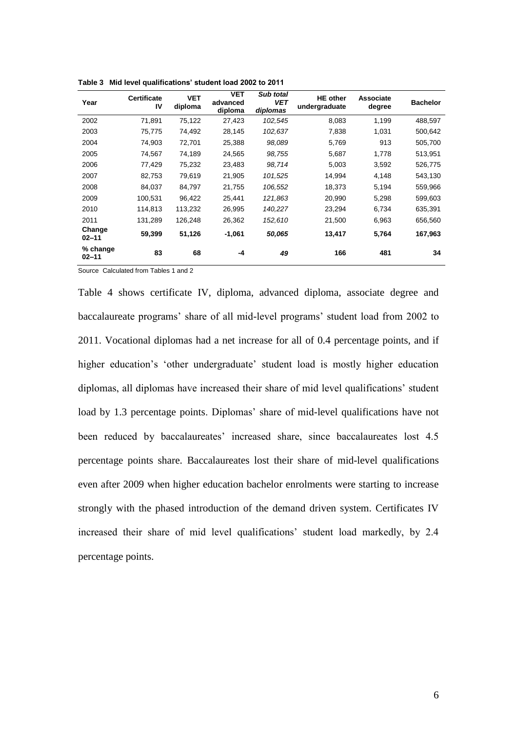**Table 3 Mid level qualifications' student load 2002 to 2011**

| Year | Certificate IV | VET diploma | VET advanced diploma | *Sub total VET diplomas* | HE other undergraduate | Associate degree | Bachelor |
|---|---|---|---|---|---|---|---|
| 2002 | 71,891 | 75,122 | 27,423 | *102,545* | 8,083 | 1,199 | 488,597 |
| 2003 | 75,775 | 74,492 | 28,145 | *102,637* | 7,838 | 1,031 | 500,642 |
| 2004 | 74,903 | 72,701 | 25,388 | *98,089* | 5,769 | 913 | 505,700 |
| 2005 | 74,567 | 74,189 | 24,565 | *98,755* | 5,687 | 1,778 | 513,951 |
| 2006 | 77,429 | 75,232 | 23,483 | *98,714* | 5,003 | 3,592 | 526,775 |
| 2007 | 82,753 | 79,619 | 21,905 | *101,525* | 14,994 | 4,148 | 543,130 |
| 2008 | 84,037 | 84,797 | 21,755 | *106,552* | 18,373 | 5,194 | 559,966 |
| 2009 | 100,531 | 96,422 | 25,441 | *121,863* | 20,990 | 5,298 | 599,603 |
| 2010 | 114,813 | 113,232 | 26,995 | *140,227* | 23,294 | 6,734 | 635,391 |
| 2011 | 131,289 | 126,248 | 26,362 | *152,610* | 21,500 | 6,963 | 656,560 |
| **Change 02–11** | **59,399** | **51,126** | **-1,061** | ***50,065*** | **13,417** | **5,764** | **167,963** |
| **% change 02–11** | **83** | **68** | **-4** | ***49*** | **166** | **481** | **34** |

Source Calculated from Tables 1 and 2

Table 4 shows certificate IV, diploma, advanced diploma, associate degree and baccalaureate programs' share of all mid-level programs' student load from 2002 to 2011. Vocational diplomas had a net increase for all of 0.4 percentage points, and if higher education's 'other undergraduate' student load is mostly higher education diplomas, all diplomas have increased their share of mid level qualifications' student load by 1.3 percentage points. Diplomas' share of mid-level qualifications have not been reduced by baccalaureates' increased share, since baccalaureates lost 4.5 percentage points share. Baccalaureates lost their share of mid-level qualifications even after 2009 when higher education bachelor enrolments were starting to increase strongly with the phased introduction of the demand driven system. Certificates IV increased their share of mid level qualifications' student load markedly, by 2.4 percentage points.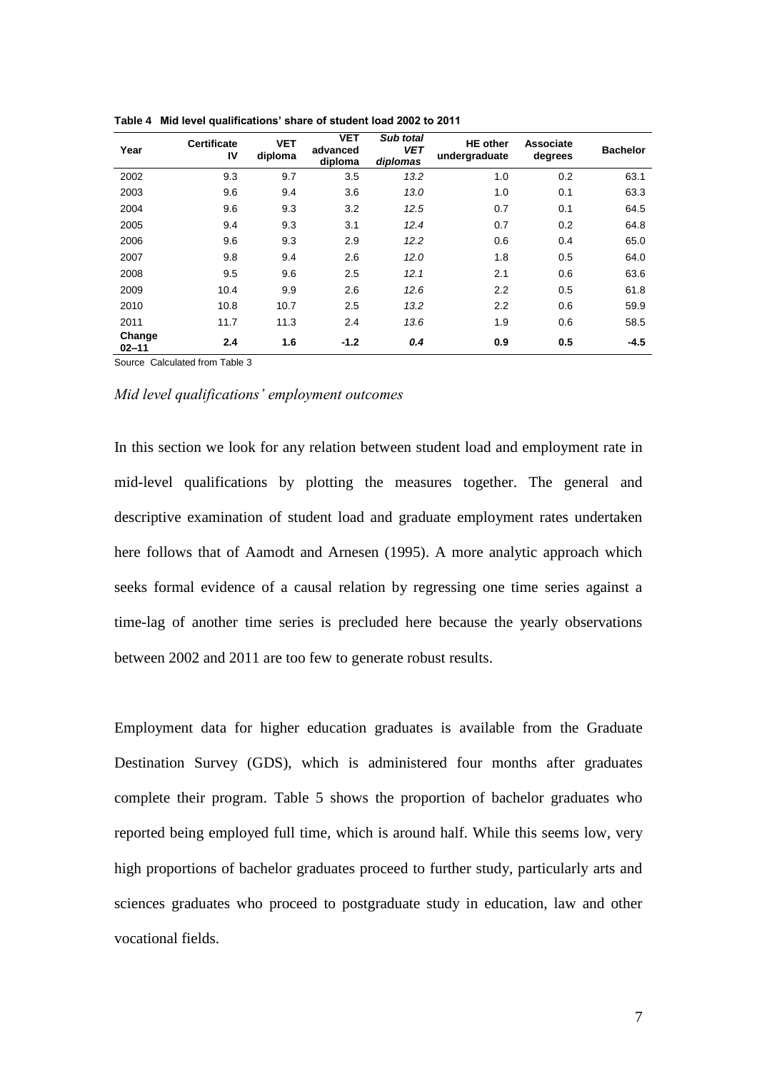**Table 4 Mid level qualifications' share of student load 2002 to 2011**

| Year | Certificate IV | VET diploma | VET advanced diploma | *Sub total VET diplomas* | HE other undergraduate | Associate degrees | Bachelor |
|---|---|---|---|---|---|---|---|
| 2002 | 9.3 | 9.7 | 3.5 | *13.2* | 1.0 | 0.2 | 63.1 |
| 2003 | 9.6 | 9.4 | 3.6 | *13.0* | 1.0 | 0.1 | 63.3 |
| 2004 | 9.6 | 9.3 | 3.2 | *12.5* | 0.7 | 0.1 | 64.5 |
| 2005 | 9.4 | 9.3 | 3.1 | *12.4* | 0.7 | 0.2 | 64.8 |
| 2006 | 9.6 | 9.3 | 2.9 | *12.2* | 0.6 | 0.4 | 65.0 |
| 2007 | 9.8 | 9.4 | 2.6 | *12.0* | 1.8 | 0.5 | 64.0 |
| 2008 | 9.5 | 9.6 | 2.5 | *12.1* | 2.1 | 0.6 | 63.6 |
| 2009 | 10.4 | 9.9 | 2.6 | *12.6* | 2.2 | 0.5 | 61.8 |
| 2010 | 10.8 | 10.7 | 2.5 | *13.2* | 2.2 | 0.6 | 59.9 |
| 2011 | 11.7 | 11.3 | 2.4 | *13.6* | 1.9 | 0.6 | 58.5 |
| **Change 02–11** | **2.4** | **1.6** | **-1.2** | ***0.4*** | **0.9** | **0.5** | **-4.5** |

Source Calculated from Table 3

### *Mid level qualifications' employment outcomes*

In this section we look for any relation between student load and employment rate in mid-level qualifications by plotting the measures together. The general and descriptive examination of student load and graduate employment rates undertaken here follows that of Aamodt and Arnesen (1995). A more analytic approach which seeks formal evidence of a causal relation by regressing one time series against a time-lag of another time series is precluded here because the yearly observations between 2002 and 2011 are too few to generate robust results.

Employment data for higher education graduates is available from the Graduate Destination Survey (GDS), which is administered four months after graduates complete their program. Table 5 shows the proportion of bachelor graduates who reported being employed full time, which is around half. While this seems low, very high proportions of bachelor graduates proceed to further study, particularly arts and sciences graduates who proceed to postgraduate study in education, law and other vocational fields.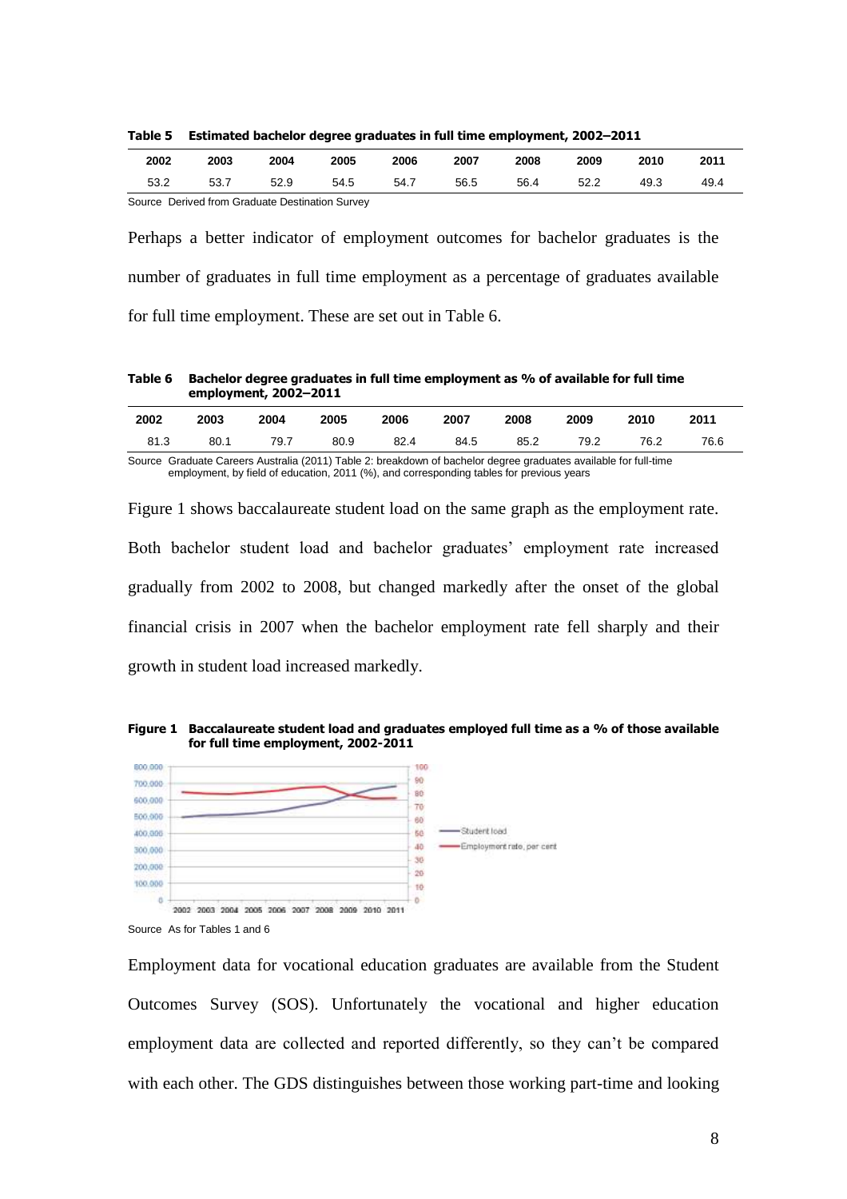**Table 5 Estimated bachelor degree graduates in full time employment, 2002–2011**

| 2002 | 2003 | 2004 | 2005 | 2006 | 2007 | 2008 | 2009 | 2010 | 2011 |
|---|---|---|---|---|---|---|---|---|---|
| 53.2 | 53.7 | 52.9 | 54.5 | 54.7 | 56.5 | 56.4 | 52.2 | 49.3 | 49.4 |

Source Derived from Graduate Destination Survey

Perhaps a better indicator of employment outcomes for bachelor graduates is the number of graduates in full time employment as a percentage of graduates available for full time employment. These are set out in Table 6.

**Table 6 Bachelor degree graduates in full time employment as % of available for full time employment, 2002–2011**

| 2002 | 2003 | 2004 | 2005 | 2006 | 2007 | 2008 | 2009 | 2010 | 2011 |
|---|---|---|---|---|---|---|---|---|---|
| 81.3 | 80.1 | 79.7 | 80.9 | 82.4 | 84.5 | 85.2 | 79.2 | 76.2 | 76.6 |

Source Graduate Careers Australia (2011) Table 2: breakdown of bachelor degree graduates available for full-time employment, by field of education, 2011 (%), and corresponding tables for previous years

Figure 1 shows baccalaureate student load on the same graph as the employment rate. Both bachelor student load and bachelor graduates' employment rate increased gradually from 2002 to 2008, but changed markedly after the onset of the global financial crisis in 2007 when the bachelor employment rate fell sharply and their growth in student load increased markedly.

**Figure 1 Baccalaureate student load and graduates employed full time as a % of those available for full time employment, 2002-2011**

Source As for Tables 1 and 6

Employment data for vocational education graduates are available from the Student Outcomes Survey (SOS). Unfortunately the vocational and higher education employment data are collected and reported differently, so they can't be compared with each other. The GDS distinguishes between those working part-time and looking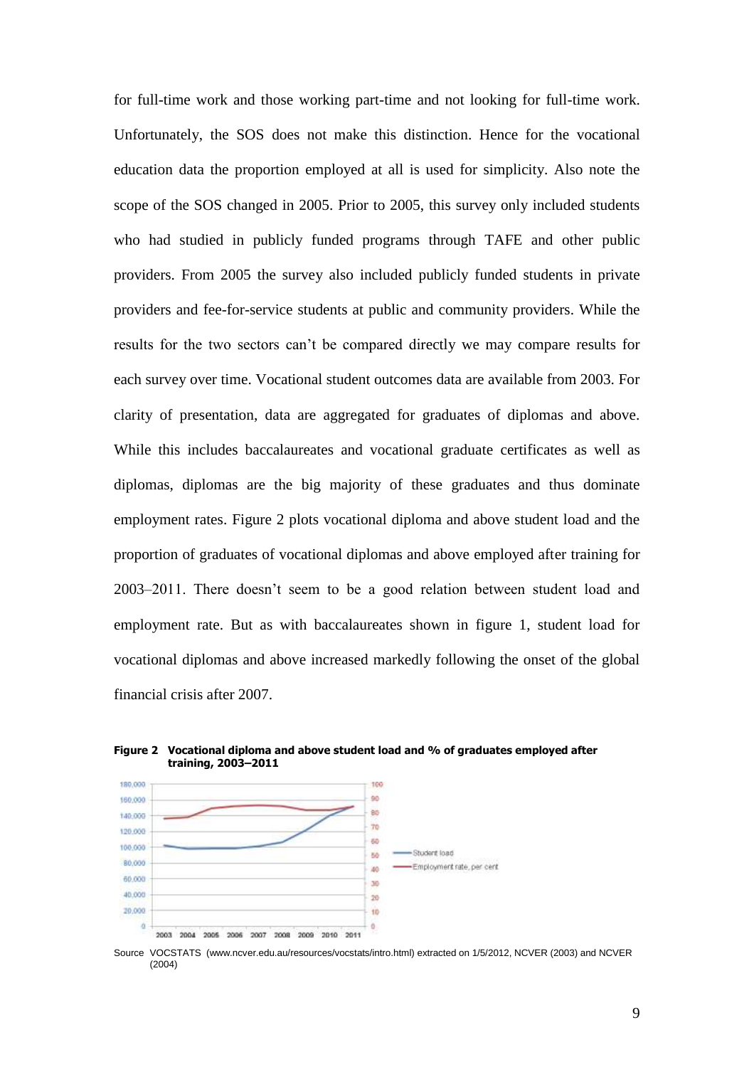for full-time work and those working part-time and not looking for full-time work. Unfortunately, the SOS does not make this distinction. Hence for the vocational education data the proportion employed at all is used for simplicity. Also note the scope of the SOS changed in 2005. Prior to 2005, this survey only included students who had studied in publicly funded programs through TAFE and other public providers. From 2005 the survey also included publicly funded students in private providers and fee-for-service students at public and community providers. While the results for the two sectors can't be compared directly we may compare results for each survey over time. Vocational student outcomes data are available from 2003. For clarity of presentation, data are aggregated for graduates of diplomas and above. While this includes baccalaureates and vocational graduate certificates as well as diplomas, diplomas are the big majority of these graduates and thus dominate employment rates. Figure 2 plots vocational diploma and above student load and the proportion of graduates of vocational diplomas and above employed after training for 2003–2011. There doesn't seem to be a good relation between student load and employment rate. But as with baccalaureates shown in figure 1, student load for vocational diplomas and above increased markedly following the onset of the global financial crisis after 2007.

**Figure 2 Vocational diploma and above student load and % of graduates employed after training, 2003–2011**

Source VOCSTATS (www.ncver.edu.au/resources/vocstats/intro.html) extracted on 1/5/2012, NCVER (2003) and NCVER (2004)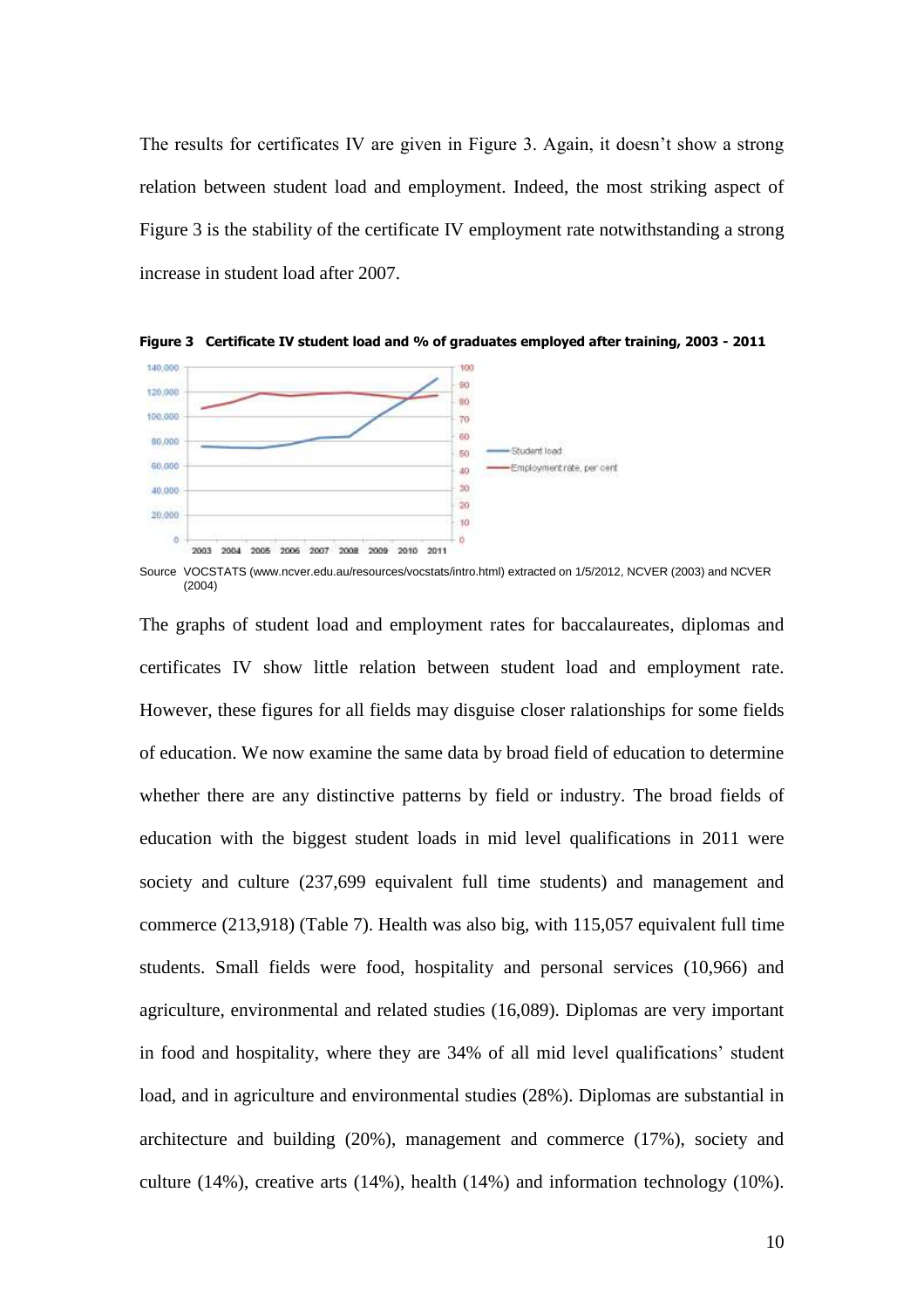The results for certificates IV are given in Figure 3. Again, it doesn't show a strong relation between student load and employment. Indeed, the most striking aspect of Figure 3 is the stability of the certificate IV employment rate notwithstanding a strong increase in student load after 2007.

**Figure 3 Certificate IV student load and % of graduates employed after training, 2003 - 2011**

Source VOCSTATS (www.ncver.edu.au/resources/vocstats/intro.html) extracted on 1/5/2012, NCVER (2003) and NCVER (2004)

The graphs of student load and employment rates for baccalaureates, diplomas and certificates IV show little relation between student load and employment rate. However, these figures for all fields may disguise closer ralationships for some fields of education. We now examine the same data by broad field of education to determine whether there are any distinctive patterns by field or industry. The broad fields of education with the biggest student loads in mid level qualifications in 2011 were society and culture (237,699 equivalent full time students) and management and commerce (213,918) (Table 7). Health was also big, with 115,057 equivalent full time students. Small fields were food, hospitality and personal services (10,966) and agriculture, environmental and related studies (16,089). Diplomas are very important in food and hospitality, where they are 34% of all mid level qualifications' student load, and in agriculture and environmental studies (28%). Diplomas are substantial in architecture and building (20%), management and commerce (17%), society and culture (14%), creative arts (14%), health (14%) and information technology (10%).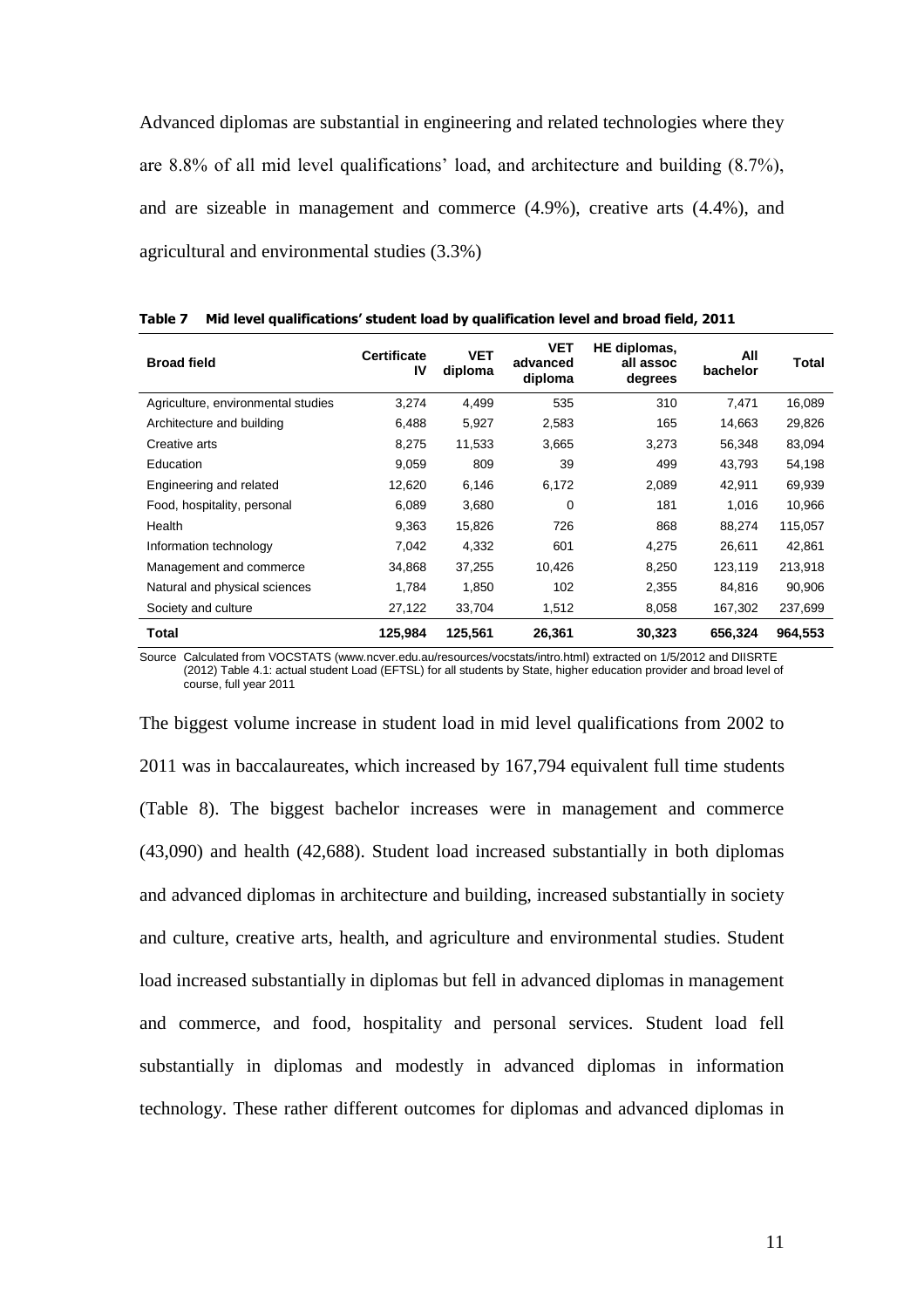Advanced diplomas are substantial in engineering and related technologies where they are 8.8% of all mid level qualifications' load, and architecture and building (8.7%), and are sizeable in management and commerce (4.9%), creative arts (4.4%), and agricultural and environmental studies (3.3%)

**Table 7 Mid level qualifications' student load by qualification level and broad field, 2011**

| Broad field | Certificate IV | VET diploma | VET advanced diploma | HE diplomas, all assoc degrees | All bachelor | Total |
|---|---|---|---|---|---|---|
| Agriculture, environmental studies | 3,274 | 4,499 | 535 | 310 | 7,471 | 16,089 |
| Architecture and building | 6,488 | 5,927 | 2,583 | 165 | 14,663 | 29,826 |
| Creative arts | 8,275 | 11,533 | 3,665 | 3,273 | 56,348 | 83,094 |
| Education | 9,059 | 809 | 39 | 499 | 43,793 | 54,198 |
| Engineering and related | 12,620 | 6,146 | 6,172 | 2,089 | 42,911 | 69,939 |
| Food, hospitality, personal | 6,089 | 3,680 | 0 | 181 | 1,016 | 10,966 |
| Health | 9,363 | 15,826 | 726 | 868 | 88,274 | 115,057 |
| Information technology | 7,042 | 4,332 | 601 | 4,275 | 26,611 | 42,861 |
| Management and commerce | 34,868 | 37,255 | 10,426 | 8,250 | 123,119 | 213,918 |
| Natural and physical sciences | 1,784 | 1,850 | 102 | 2,355 | 84,816 | 90,906 |
| Society and culture | 27,122 | 33,704 | 1,512 | 8,058 | 167,302 | 237,699 |
| **Total** | **125,984** | **125,561** | **26,361** | **30,323** | **656,324** | **964,553** |

Source Calculated from VOCSTATS (www.ncver.edu.au/resources/vocstats/intro.html) extracted on 1/5/2012 and DIISRTE (2012) Table 4.1: actual student Load (EFTSL) for all students by State, higher education provider and broad level of course, full year 2011

The biggest volume increase in student load in mid level qualifications from 2002 to 2011 was in baccalaureates, which increased by 167,794 equivalent full time students (Table 8). The biggest bachelor increases were in management and commerce (43,090) and health (42,688). Student load increased substantially in both diplomas and advanced diplomas in architecture and building, increased substantially in society and culture, creative arts, health, and agriculture and environmental studies. Student load increased substantially in diplomas but fell in advanced diplomas in management and commerce, and food, hospitality and personal services. Student load fell substantially in diplomas and modestly in advanced diplomas in information technology. These rather different outcomes for diplomas and advanced diplomas in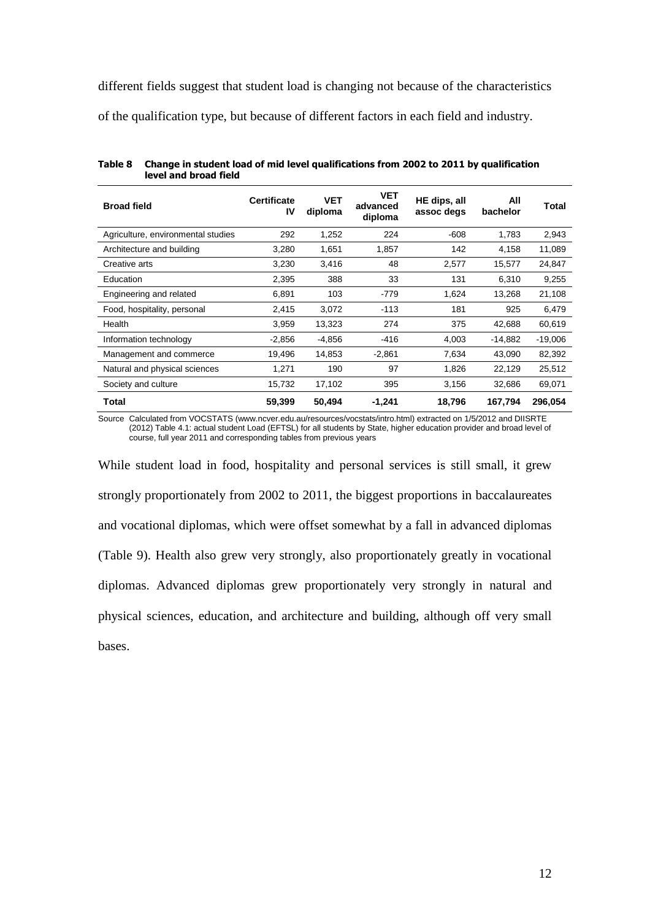different fields suggest that student load is changing not because of the characteristics of the qualification type, but because of different factors in each field and industry.

**Table 8 Change in student load of mid level qualifications from 2002 to 2011 by qualification level and broad field**

| Broad field | Certificate IV | VET diploma | VET advanced diploma | HE dips, all assoc degs | All bachelor | Total |
|---|---|---|---|---|---|---|
| Agriculture, environmental studies | 292 | 1,252 | 224 | -608 | 1,783 | 2,943 |
| Architecture and building | 3,280 | 1,651 | 1,857 | 142 | 4,158 | 11,089 |
| Creative arts | 3,230 | 3,416 | 48 | 2,577 | 15,577 | 24,847 |
| Education | 2,395 | 388 | 33 | 131 | 6,310 | 9,255 |
| Engineering and related | 6,891 | 103 | -779 | 1,624 | 13,268 | 21,108 |
| Food, hospitality, personal | 2,415 | 3,072 | -113 | 181 | 925 | 6,479 |
| Health | 3,959 | 13,323 | 274 | 375 | 42,688 | 60,619 |
| Information technology | -2,856 | -4,856 | -416 | 4,003 | -14,882 | -19,006 |
| Management and commerce | 19,496 | 14,853 | -2,861 | 7,634 | 43,090 | 82,392 |
| Natural and physical sciences | 1,271 | 190 | 97 | 1,826 | 22,129 | 25,512 |
| Society and culture | 15,732 | 17,102 | 395 | 3,156 | 32,686 | 69,071 |
| **Total** | **59,399** | **50,494** | **-1,241** | **18,796** | **167,794** | **296,054** |

Source Calculated from VOCSTATS (www.ncver.edu.au/resources/vocstats/intro.html) extracted on 1/5/2012 and DIISRTE (2012) Table 4.1: actual student Load (EFTSL) for all students by State, higher education provider and broad level of course, full year 2011 and corresponding tables from previous years

While student load in food, hospitality and personal services is still small, it grew strongly proportionately from 2002 to 2011, the biggest proportions in baccalaureates and vocational diplomas, which were offset somewhat by a fall in advanced diplomas (Table 9). Health also grew very strongly, also proportionately greatly in vocational diplomas. Advanced diplomas grew proportionately very strongly in natural and physical sciences, education, and architecture and building, although off very small bases.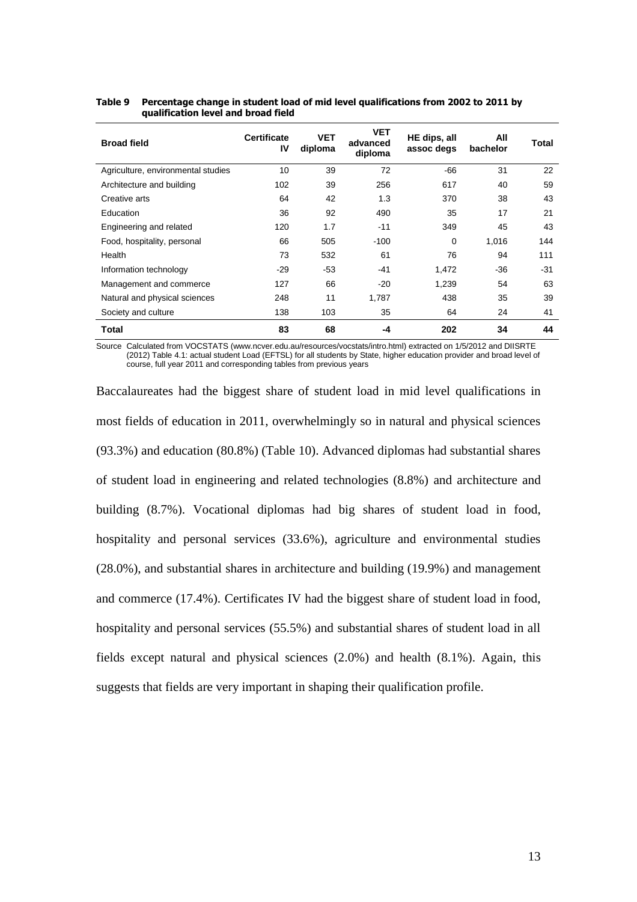**Table 9 Percentage change in student load of mid level qualifications from 2002 to 2011 by qualification level and broad field**

| Broad field | Certificate IV | VET diploma | VET advanced diploma | HE dips, all assoc degs | All bachelor | Total |
|---|---|---|---|---|---|---|
| Agriculture, environmental studies | 10 | 39 | 72 | -66 | 31 | 22 |
| Architecture and building | 102 | 39 | 256 | 617 | 40 | 59 |
| Creative arts | 64 | 42 | 1.3 | 370 | 38 | 43 |
| Education | 36 | 92 | 490 | 35 | 17 | 21 |
| Engineering and related | 120 | 1.7 | -11 | 349 | 45 | 43 |
| Food, hospitality, personal | 66 | 505 | -100 | 0 | 1,016 | 144 |
| Health | 73 | 532 | 61 | 76 | 94 | 111 |
| Information technology | -29 | -53 | -41 | 1,472 | -36 | -31 |
| Management and commerce | 127 | 66 | -20 | 1,239 | 54 | 63 |
| Natural and physical sciences | 248 | 11 | 1,787 | 438 | 35 | 39 |
| Society and culture | 138 | 103 | 35 | 64 | 24 | 41 |
| **Total** | **83** | **68** | **-4** | **202** | **34** | **44** |

Source Calculated from VOCSTATS (www.ncver.edu.au/resources/vocstats/intro.html) extracted on 1/5/2012 and DIISRTE (2012) Table 4.1: actual student Load (EFTSL) for all students by State, higher education provider and broad level of course, full year 2011 and corresponding tables from previous years

Baccalaureates had the biggest share of student load in mid level qualifications in most fields of education in 2011, overwhelmingly so in natural and physical sciences (93.3%) and education (80.8%) (Table 10). Advanced diplomas had substantial shares of student load in engineering and related technologies (8.8%) and architecture and building (8.7%). Vocational diplomas had big shares of student load in food, hospitality and personal services (33.6%), agriculture and environmental studies (28.0%), and substantial shares in architecture and building (19.9%) and management and commerce (17.4%). Certificates IV had the biggest share of student load in food, hospitality and personal services (55.5%) and substantial shares of student load in all fields except natural and physical sciences (2.0%) and health (8.1%). Again, this suggests that fields are very important in shaping their qualification profile.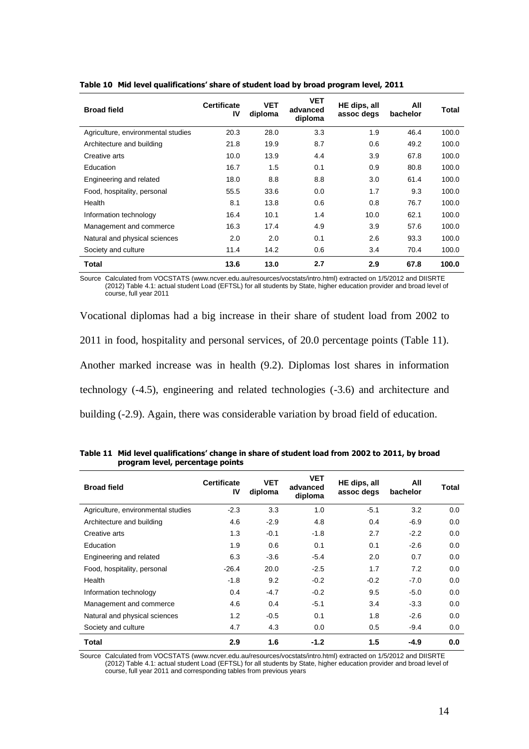**Table 10 Mid level qualifications' share of student load by broad program level, 2011**

| Broad field | Certificate IV | VET diploma | VET advanced diploma | HE dips, all assoc degs | All bachelor | Total |
|---|---|---|---|---|---|---|
| Agriculture, environmental studies | 20.3 | 28.0 | 3.3 | 1.9 | 46.4 | 100.0 |
| Architecture and building | 21.8 | 19.9 | 8.7 | 0.6 | 49.2 | 100.0 |
| Creative arts | 10.0 | 13.9 | 4.4 | 3.9 | 67.8 | 100.0 |
| Education | 16.7 | 1.5 | 0.1 | 0.9 | 80.8 | 100.0 |
| Engineering and related | 18.0 | 8.8 | 8.8 | 3.0 | 61.4 | 100.0 |
| Food, hospitality, personal | 55.5 | 33.6 | 0.0 | 1.7 | 9.3 | 100.0 |
| Health | 8.1 | 13.8 | 0.6 | 0.8 | 76.7 | 100.0 |
| Information technology | 16.4 | 10.1 | 1.4 | 10.0 | 62.1 | 100.0 |
| Management and commerce | 16.3 | 17.4 | 4.9 | 3.9 | 57.6 | 100.0 |
| Natural and physical sciences | 2.0 | 2.0 | 0.1 | 2.6 | 93.3 | 100.0 |
| Society and culture | 11.4 | 14.2 | 0.6 | 3.4 | 70.4 | 100.0 |
| **Total** | **13.6** | **13.0** | **2.7** | **2.9** | **67.8** | **100.0** |

Source Calculated from VOCSTATS (www.ncver.edu.au/resources/vocstats/intro.html) extracted on 1/5/2012 and DIISRTE (2012) Table 4.1: actual student Load (EFTSL) for all students by State, higher education provider and broad level of course, full year 2011

Vocational diplomas had a big increase in their share of student load from 2002 to 2011 in food, hospitality and personal services, of 20.0 percentage points (Table 11). Another marked increase was in health (9.2). Diplomas lost shares in information technology (-4.5), engineering and related technologies (-3.6) and architecture and building (-2.9). Again, there was considerable variation by broad field of education.

**Table 11 Mid level qualifications' change in share of student load from 2002 to 2011, by broad program level, percentage points**

| Broad field | Certificate IV | VET diploma | VET advanced diploma | HE dips, all assoc degs | All bachelor | Total |
|---|---|---|---|---|---|---|
| Agriculture, environmental studies | -2.3 | 3.3 | 1.0 | -5.1 | 3.2 | 0.0 |
| Architecture and building | 4.6 | -2.9 | 4.8 | 0.4 | -6.9 | 0.0 |
| Creative arts | 1.3 | -0.1 | -1.8 | 2.7 | -2.2 | 0.0 |
| Education | 1.9 | 0.6 | 0.1 | 0.1 | -2.6 | 0.0 |
| Engineering and related | 6.3 | -3.6 | -5.4 | 2.0 | 0.7 | 0.0 |
| Food, hospitality, personal | -26.4 | 20.0 | -2.5 | 1.7 | 7.2 | 0.0 |
| Health | -1.8 | 9.2 | -0.2 | -0.2 | -7.0 | 0.0 |
| Information technology | 0.4 | -4.7 | -0.2 | 9.5 | -5.0 | 0.0 |
| Management and commerce | 4.6 | 0.4 | -5.1 | 3.4 | -3.3 | 0.0 |
| Natural and physical sciences | 1.2 | -0.5 | 0.1 | 1.8 | -2.6 | 0.0 |
| Society and culture | 4.7 | 4.3 | 0.0 | 0.5 | -9.4 | 0.0 |
| **Total** | **2.9** | **1.6** | **-1.2** | **1.5** | **-4.9** | **0.0** |

Source Calculated from VOCSTATS (www.ncver.edu.au/resources/vocstats/intro.html) extracted on 1/5/2012 and DIISRTE (2012) Table 4.1: actual student Load (EFTSL) for all students by State, higher education provider and broad level of course, full year 2011 and corresponding tables from previous years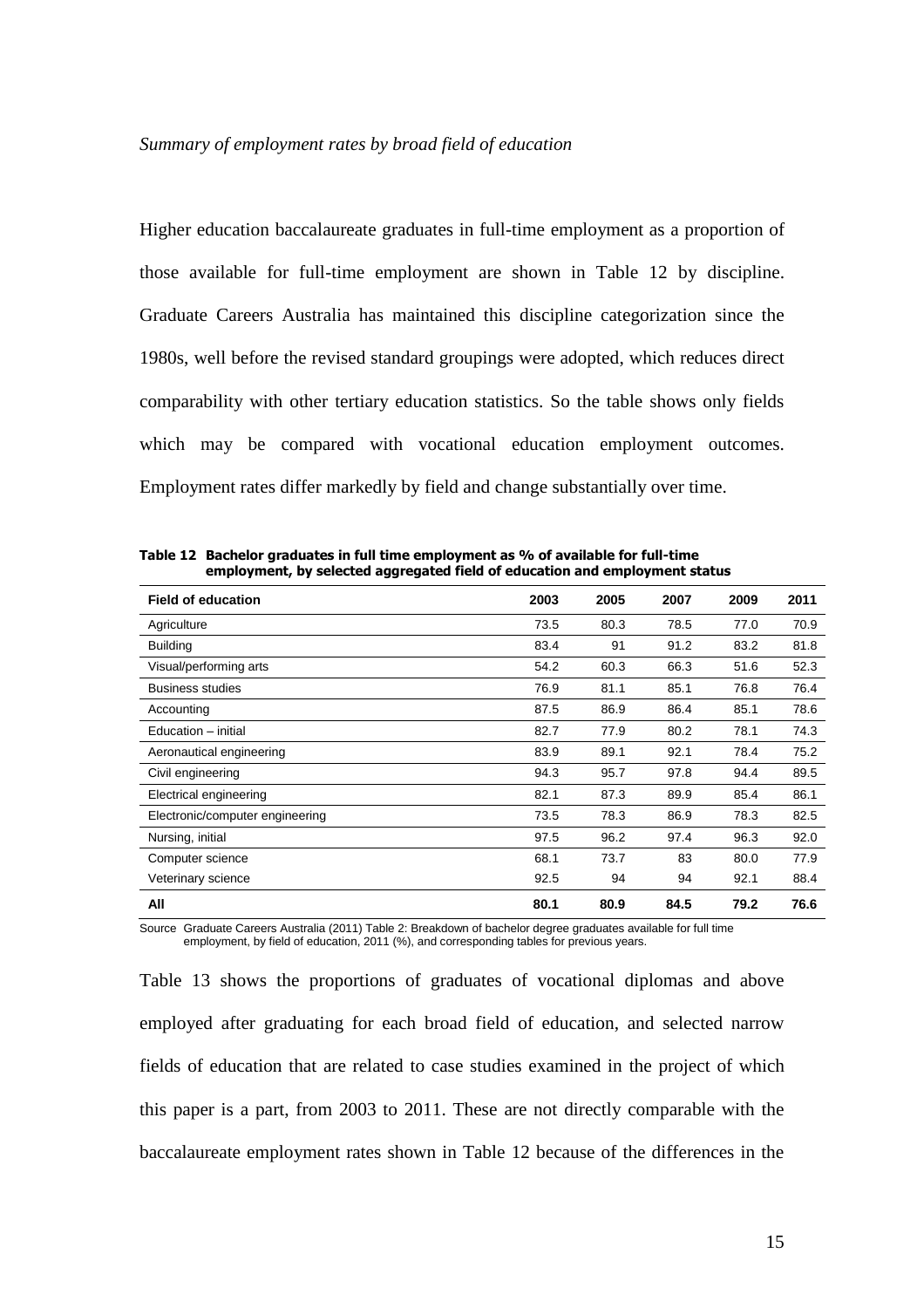*Summary of employment rates by broad field of education*

Higher education baccalaureate graduates in full-time employment as a proportion of those available for full-time employment are shown in Table 12 by discipline. Graduate Careers Australia has maintained this discipline categorization since the 1980s, well before the revised standard groupings were adopted, which reduces direct comparability with other tertiary education statistics. So the table shows only fields which may be compared with vocational education employment outcomes. Employment rates differ markedly by field and change substantially over time.

**Table 12 Bachelor graduates in full time employment as % of available for full-time employment, by selected aggregated field of education and employment status**

| Field of education | 2003 | 2005 | 2007 | 2009 | 2011 |
|---|---|---|---|---|---|
| Agriculture | 73.5 | 80.3 | 78.5 | 77.0 | 70.9 |
| Building | 83.4 | 91 | 91.2 | 83.2 | 81.8 |
| Visual/performing arts | 54.2 | 60.3 | 66.3 | 51.6 | 52.3 |
| Business studies | 76.9 | 81.1 | 85.1 | 76.8 | 76.4 |
| Accounting | 87.5 | 86.9 | 86.4 | 85.1 | 78.6 |
| Education – initial | 82.7 | 77.9 | 80.2 | 78.1 | 74.3 |
| Aeronautical engineering | 83.9 | 89.1 | 92.1 | 78.4 | 75.2 |
| Civil engineering | 94.3 | 95.7 | 97.8 | 94.4 | 89.5 |
| Electrical engineering | 82.1 | 87.3 | 89.9 | 85.4 | 86.1 |
| Electronic/computer engineering | 73.5 | 78.3 | 86.9 | 78.3 | 82.5 |
| Nursing, initial | 97.5 | 96.2 | 97.4 | 96.3 | 92.0 |
| Computer science | 68.1 | 73.7 | 83 | 80.0 | 77.9 |
| Veterinary science | 92.5 | 94 | 94 | 92.1 | 88.4 |
| **All** | **80.1** | **80.9** | **84.5** | **79.2** | **76.6** |

Source Graduate Careers Australia (2011) Table 2: Breakdown of bachelor degree graduates available for full time employment, by field of education, 2011 (%), and corresponding tables for previous years.

Table 13 shows the proportions of graduates of vocational diplomas and above employed after graduating for each broad field of education, and selected narrow fields of education that are related to case studies examined in the project of which this paper is a part, from 2003 to 2011. These are not directly comparable with the baccalaureate employment rates shown in Table 12 because of the differences in the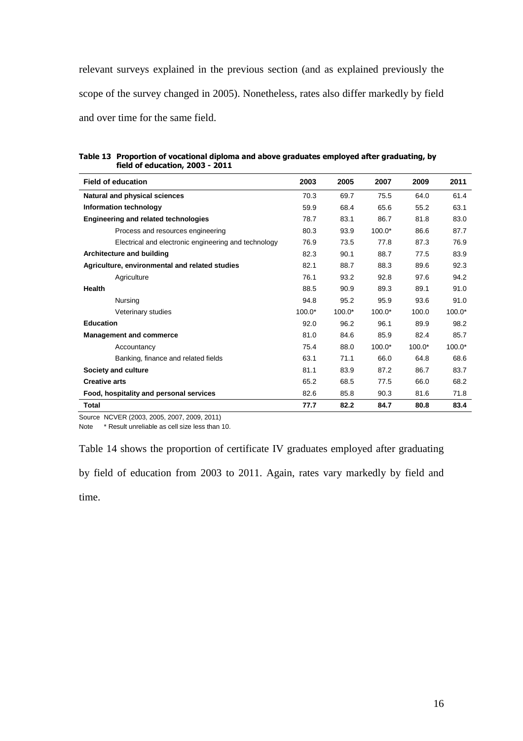relevant surveys explained in the previous section (and as explained previously the scope of the survey changed in 2005). Nonetheless, rates also differ markedly by field and over time for the same field.

**Table 13 Proportion of vocational diploma and above graduates employed after graduating, by field of education, 2003 - 2011**

| Field of education | 2003 | 2005 | 2007 | 2009 | 2011 |
|---|---|---|---|---|---|
| **Natural and physical sciences** | 70.3 | 69.7 | 75.5 | 64.0 | 61.4 |
| **Information technology** | 59.9 | 68.4 | 65.6 | 55.2 | 63.1 |
| **Engineering and related technologies** | 78.7 | 83.1 | 86.7 | 81.8 | 83.0 |
| Process and resources engineering | 80.3 | 93.9 | 100.0* | 86.6 | 87.7 |
| Electrical and electronic engineering and technology | 76.9 | 73.5 | 77.8 | 87.3 | 76.9 |
| **Architecture and building** | 82.3 | 90.1 | 88.7 | 77.5 | 83.9 |
| **Agriculture, environmental and related studies** | 82.1 | 88.7 | 88.3 | 89.6 | 92.3 |
| Agriculture | 76.1 | 93.2 | 92.8 | 97.6 | 94.2 |
| **Health** | 88.5 | 90.9 | 89.3 | 89.1 | 91.0 |
| Nursing | 94.8 | 95.2 | 95.9 | 93.6 | 91.0 |
| Veterinary studies | 100.0* | 100.0* | 100.0* | 100.0 | 100.0* |
| **Education** | 92.0 | 96.2 | 96.1 | 89.9 | 98.2 |
| **Management and commerce** | 81.0 | 84.6 | 85.9 | 82.4 | 85.7 |
| Accountancy | 75.4 | 88.0 | 100.0* | 100.0* | 100.0* |
| Banking, finance and related fields | 63.1 | 71.1 | 66.0 | 64.8 | 68.6 |
| **Society and culture** | 81.1 | 83.9 | 87.2 | 86.7 | 83.7 |
| **Creative arts** | 65.2 | 68.5 | 77.5 | 66.0 | 68.2 |
| **Food, hospitality and personal services** | 82.6 | 85.8 | 90.3 | 81.6 | 71.8 |
| **Total** | **77.7** | **82.2** | **84.7** | **80.8** | **83.4** |

Source NCVER (2003, 2005, 2007, 2009, 2011)

Note * Result unreliable as cell size less than 10.

Table 14 shows the proportion of certificate IV graduates employed after graduating by field of education from 2003 to 2011. Again, rates vary markedly by field and time.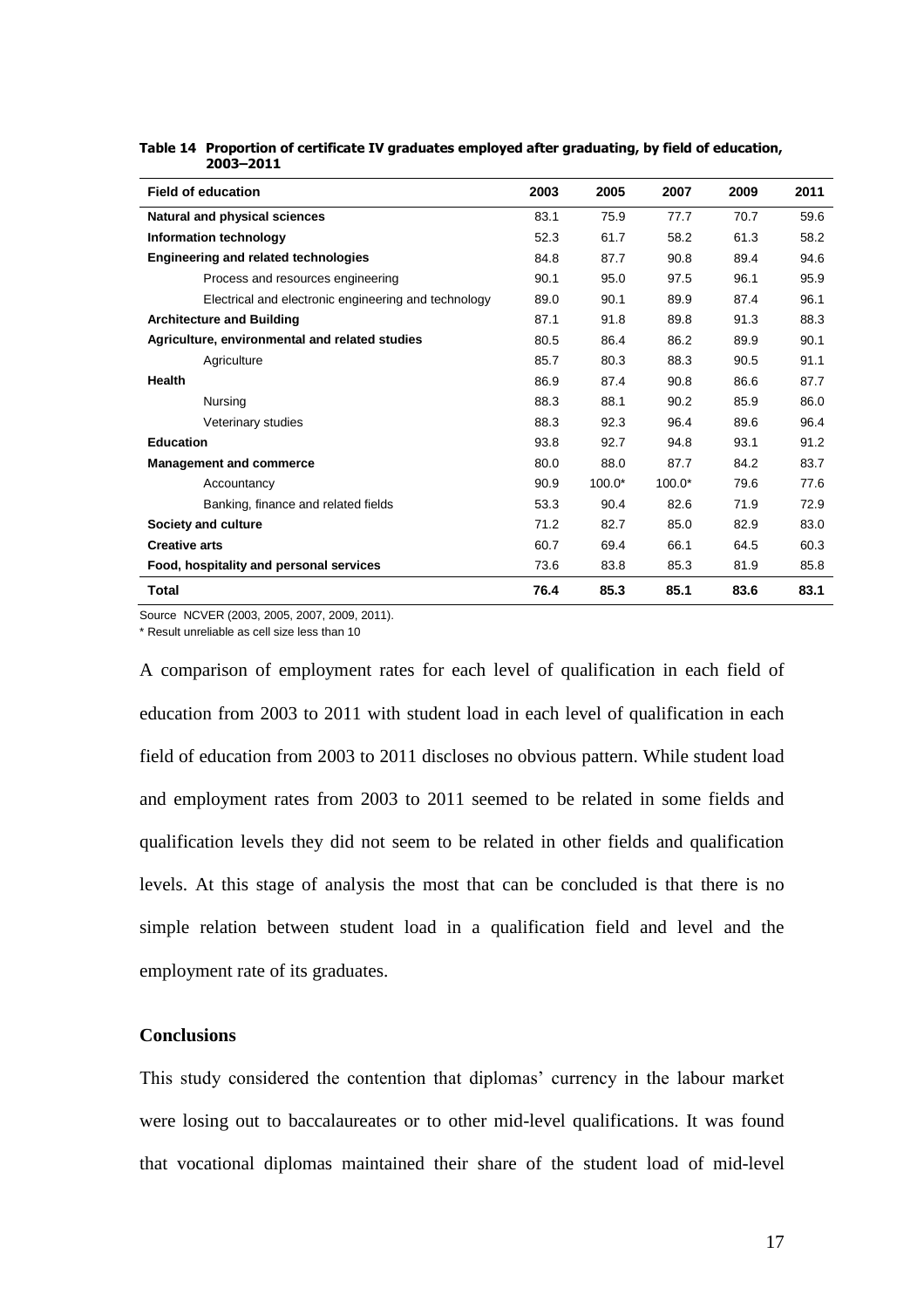**Table 14 Proportion of certificate IV graduates employed after graduating, by field of education, 2003–2011**

| Field of education | 2003 | 2005 | 2007 | 2009 | 2011 |
|---|---|---|---|---|---|
| **Natural and physical sciences** | 83.1 | 75.9 | 77.7 | 70.7 | 59.6 |
| **Information technology** | 52.3 | 61.7 | 58.2 | 61.3 | 58.2 |
| **Engineering and related technologies** | 84.8 | 87.7 | 90.8 | 89.4 | 94.6 |
| Process and resources engineering | 90.1 | 95.0 | 97.5 | 96.1 | 95.9 |
| Electrical and electronic engineering and technology | 89.0 | 90.1 | 89.9 | 87.4 | 96.1 |
| **Architecture and Building** | 87.1 | 91.8 | 89.8 | 91.3 | 88.3 |
| **Agriculture, environmental and related studies** | 80.5 | 86.4 | 86.2 | 89.9 | 90.1 |
| Agriculture | 85.7 | 80.3 | 88.3 | 90.5 | 91.1 |
| **Health** | 86.9 | 87.4 | 90.8 | 86.6 | 87.7 |
| Nursing | 88.3 | 88.1 | 90.2 | 85.9 | 86.0 |
| Veterinary studies | 88.3 | 92.3 | 96.4 | 89.6 | 96.4 |
| **Education** | 93.8 | 92.7 | 94.8 | 93.1 | 91.2 |
| **Management and commerce** | 80.0 | 88.0 | 87.7 | 84.2 | 83.7 |
| Accountancy | 90.9 | 100.0* | 100.0* | 79.6 | 77.6 |
| Banking, finance and related fields | 53.3 | 90.4 | 82.6 | 71.9 | 72.9 |
| **Society and culture** | 71.2 | 82.7 | 85.0 | 82.9 | 83.0 |
| **Creative arts** | 60.7 | 69.4 | 66.1 | 64.5 | 60.3 |
| **Food, hospitality and personal services** | 73.6 | 83.8 | 85.3 | 81.9 | 85.8 |
| **Total** | **76.4** | **85.3** | **85.1** | **83.6** | **83.1** |

Source NCVER (2003, 2005, 2007, 2009, 2011).

* Result unreliable as cell size less than 10

A comparison of employment rates for each level of qualification in each field of education from 2003 to 2011 with student load in each level of qualification in each field of education from 2003 to 2011 discloses no obvious pattern. While student load and employment rates from 2003 to 2011 seemed to be related in some fields and qualification levels they did not seem to be related in other fields and qualification levels. At this stage of analysis the most that can be concluded is that there is no simple relation between student load in a qualification field and level and the employment rate of its graduates.

## Conclusions

This study considered the contention that diplomas' currency in the labour market were losing out to baccalaureates or to other mid-level qualifications. It was found that vocational diplomas maintained their share of the student load of mid-level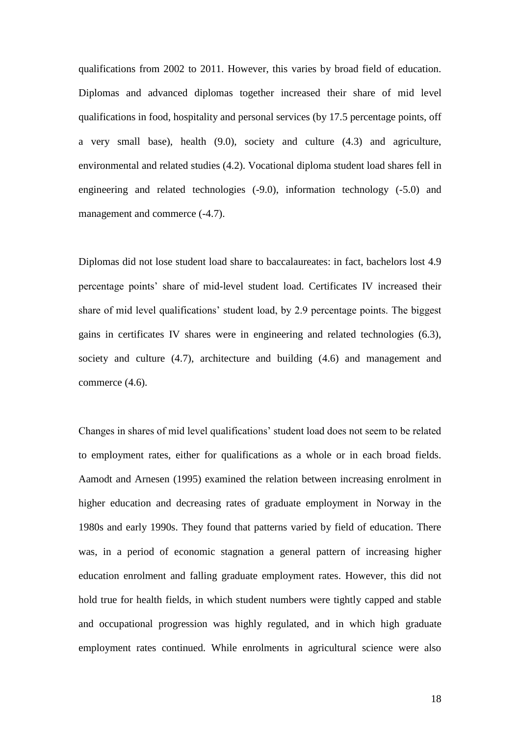qualifications from 2002 to 2011. However, this varies by broad field of education. Diplomas and advanced diplomas together increased their share of mid level qualifications in food, hospitality and personal services (by 17.5 percentage points, off a very small base), health (9.0), society and culture (4.3) and agriculture, environmental and related studies (4.2). Vocational diploma student load shares fell in engineering and related technologies (-9.0), information technology (-5.0) and management and commerce (-4.7).

Diplomas did not lose student load share to baccalaureates: in fact, bachelors lost 4.9 percentage points' share of mid-level student load. Certificates IV increased their share of mid level qualifications' student load, by 2.9 percentage points. The biggest gains in certificates IV shares were in engineering and related technologies (6.3), society and culture (4.7), architecture and building (4.6) and management and commerce (4.6).

Changes in shares of mid level qualifications' student load does not seem to be related to employment rates, either for qualifications as a whole or in each broad fields. Aamodt and Arnesen (1995) examined the relation between increasing enrolment in higher education and decreasing rates of graduate employment in Norway in the 1980s and early 1990s. They found that patterns varied by field of education. There was, in a period of economic stagnation a general pattern of increasing higher education enrolment and falling graduate employment rates. However, this did not hold true for health fields, in which student numbers were tightly capped and stable and occupational progression was highly regulated, and in which high graduate employment rates continued. While enrolments in agricultural science were also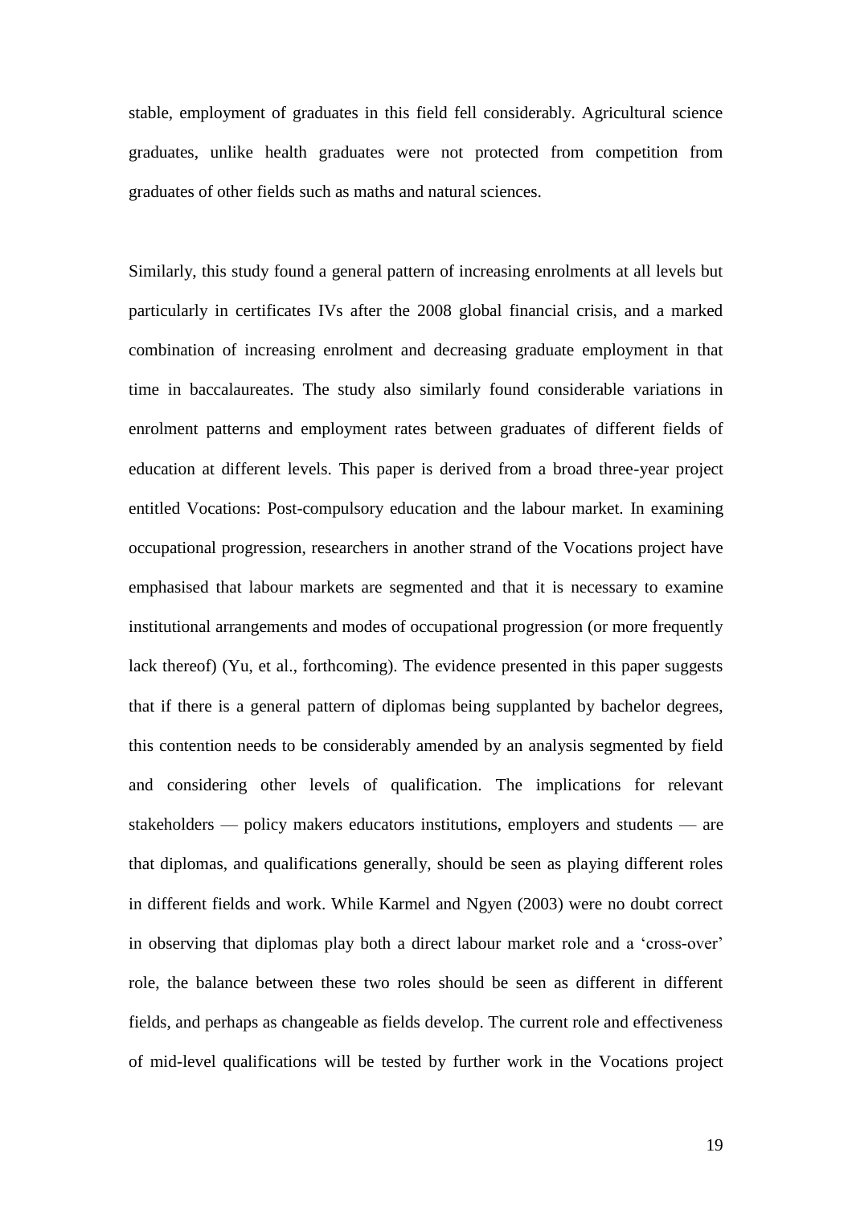stable, employment of graduates in this field fell considerably. Agricultural science graduates, unlike health graduates were not protected from competition from graduates of other fields such as maths and natural sciences.

Similarly, this study found a general pattern of increasing enrolments at all levels but particularly in certificates IVs after the 2008 global financial crisis, and a marked combination of increasing enrolment and decreasing graduate employment in that time in baccalaureates. The study also similarly found considerable variations in enrolment patterns and employment rates between graduates of different fields of education at different levels. This paper is derived from a broad three-year project entitled Vocations: Post-compulsory education and the labour market. In examining occupational progression, researchers in another strand of the Vocations project have emphasised that labour markets are segmented and that it is necessary to examine institutional arrangements and modes of occupational progression (or more frequently lack thereof) (Yu, et al., forthcoming). The evidence presented in this paper suggests that if there is a general pattern of diplomas being supplanted by bachelor degrees, this contention needs to be considerably amended by an analysis segmented by field and considering other levels of qualification. The implications for relevant stakeholders — policy makers educators institutions, employers and students — are that diplomas, and qualifications generally, should be seen as playing different roles in different fields and work. While Karmel and Ngyen (2003) were no doubt correct in observing that diplomas play both a direct labour market role and a 'cross-over' role, the balance between these two roles should be seen as different in different fields, and perhaps as changeable as fields develop. The current role and effectiveness of mid-level qualifications will be tested by further work in the Vocations project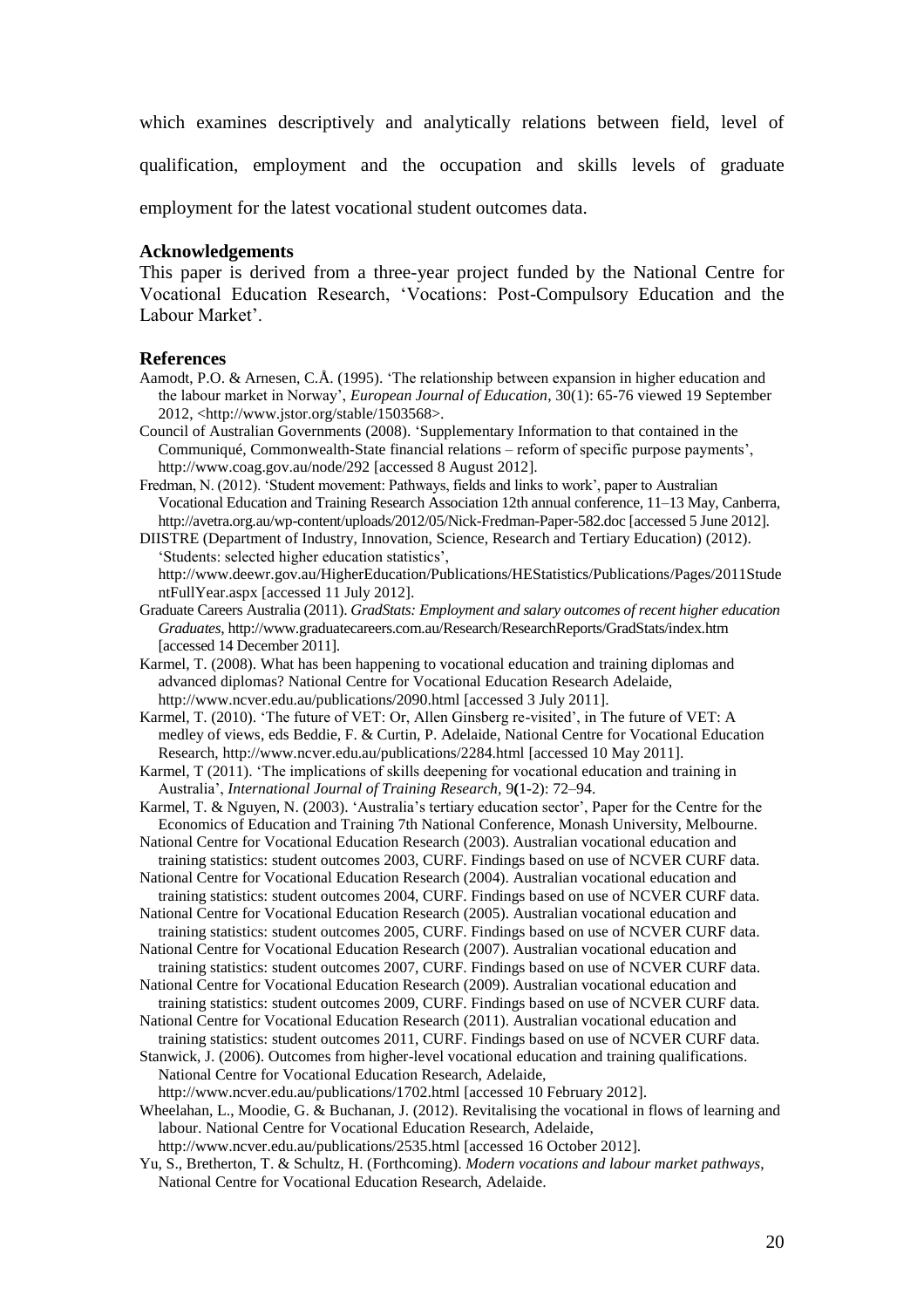which examines descriptively and analytically relations between field, level of qualification, employment and the occupation and skills levels of graduate employment for the latest vocational student outcomes data.

## Acknowledgements

This paper is derived from a three-year project funded by the National Centre for Vocational Education Research, 'Vocations: Post-Compulsory Education and the Labour Market'.

## References

Aamodt, P.O. & Arnesen, C.Å. (1995). 'The relationship between expansion in higher education and the labour market in Norway', *European Journal of Education*, 30(1): 65-76 viewed 19 September 2012, <http://www.jstor.org/stable/1503568>.

Council of Australian Governments (2008). 'Supplementary Information to that contained in the Communiqué, Commonwealth-State financial relations – reform of specific purpose payments', http://www.coag.gov.au/node/292 [accessed 8 August 2012].

Fredman, N. (2012). 'Student movement: Pathways, fields and links to work', paper to Australian Vocational Education and Training Research Association 12th annual conference, 11–13 May, Canberra, http://avetra.org.au/wp-content/uploads/2012/05/Nick-Fredman-Paper-582.doc [accessed 5 June 2012].

DIISTRE (Department of Industry, Innovation, Science, Research and Tertiary Education) (2012). 'Students: selected higher education statistics', http://www.deewr.gov.au/HigherEducation/Publications/HEStatistics/Publications/Pages/2011StudentFullYear.aspx [accessed 11 July 2012].

Graduate Careers Australia (2011). *GradStats: Employment and salary outcomes of recent higher education Graduates*, http://www.graduatecareers.com.au/Research/ResearchReports/GradStats/index.htm [accessed 14 December 2011].

Karmel, T. (2008). What has been happening to vocational education and training diplomas and advanced diplomas? National Centre for Vocational Education Research Adelaide, http://www.ncver.edu.au/publications/2090.html [accessed 3 July 2011].

Karmel, T. (2010). 'The future of VET: Or, Allen Ginsberg re-visited', in The future of VET: A medley of views, eds Beddie, F. & Curtin, P. Adelaide, National Centre for Vocational Education Research, http://www.ncver.edu.au/publications/2284.html [accessed 10 May 2011].

Karmel, T (2011). 'The implications of skills deepening for vocational education and training in Australia', *International Journal of Training Research*, 9**(**1-2): 72–94.

Karmel, T. & Nguyen, N. (2003). 'Australia's tertiary education sector', Paper for the Centre for the Economics of Education and Training 7th National Conference, Monash University, Melbourne.

National Centre for Vocational Education Research (2003). Australian vocational education and training statistics: student outcomes 2003, CURF. Findings based on use of NCVER CURF data.

National Centre for Vocational Education Research (2004). Australian vocational education and training statistics: student outcomes 2004, CURF. Findings based on use of NCVER CURF data.

National Centre for Vocational Education Research (2005). Australian vocational education and training statistics: student outcomes 2005, CURF. Findings based on use of NCVER CURF data.

National Centre for Vocational Education Research (2007). Australian vocational education and training statistics: student outcomes 2007, CURF. Findings based on use of NCVER CURF data.

National Centre for Vocational Education Research (2009). Australian vocational education and training statistics: student outcomes 2009, CURF. Findings based on use of NCVER CURF data.

National Centre for Vocational Education Research (2011). Australian vocational education and training statistics: student outcomes 2011, CURF. Findings based on use of NCVER CURF data.

Stanwick, J. (2006). Outcomes from higher-level vocational education and training qualifications. National Centre for Vocational Education Research, Adelaide, http://www.ncver.edu.au/publications/1702.html [accessed 10 February 2012].

Wheelahan, L., Moodie, G. & Buchanan, J. (2012). Revitalising the vocational in flows of learning and labour. National Centre for Vocational Education Research, Adelaide, http://www.ncver.edu.au/publications/2535.html [accessed 16 October 2012].

Yu, S., Bretherton, T. & Schultz, H. (Forthcoming). *Modern vocations and labour market pathways*, National Centre for Vocational Education Research, Adelaide.